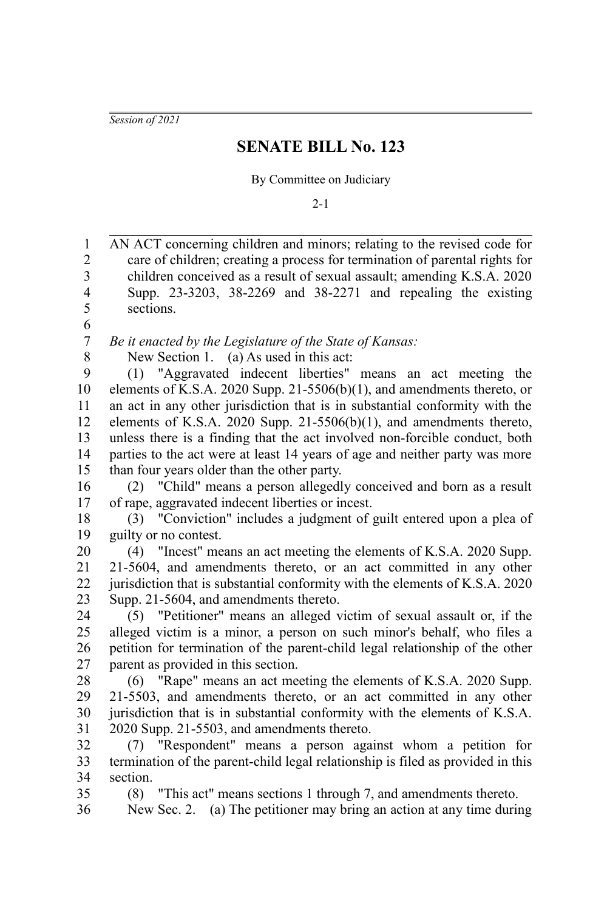*Session of 2021*

# SENATE BILL No. 123

By Committee on Judiciary

2-1

AN ACT concerning children and minors; relating to the revised code for care of children; creating a process for termination of parental rights for children conceived as a result of sexual assault; amending K.S.A. 2020 Supp. 23-3203, 38-2269 and 38-2271 and repealing the existing sections.

*Be it enacted by the Legislature of the State of Kansas:*

New Section 1. (a) As used in this act:

(1) "Aggravated indecent liberties" means an act meeting the elements of K.S.A. 2020 Supp. 21-5506(b)(1), and amendments thereto, or an act in any other jurisdiction that is in substantial conformity with the elements of K.S.A. 2020 Supp. 21-5506(b)(1), and amendments thereto, unless there is a finding that the act involved non-forcible conduct, both parties to the act were at least 14 years of age and neither party was more than four years older than the other party.

(2) "Child" means a person allegedly conceived and born as a result of rape, aggravated indecent liberties or incest.

(3) "Conviction" includes a judgment of guilt entered upon a plea of guilty or no contest.

(4) "Incest" means an act meeting the elements of K.S.A. 2020 Supp. 21-5604, and amendments thereto, or an act committed in any other jurisdiction that is substantial conformity with the elements of K.S.A. 2020 Supp. 21-5604, and amendments thereto.

(5) "Petitioner" means an alleged victim of sexual assault or, if the alleged victim is a minor, a person on such minor's behalf, who files a petition for termination of the parent-child legal relationship of the other parent as provided in this section.

(6) "Rape" means an act meeting the elements of K.S.A. 2020 Supp. 21-5503, and amendments thereto, or an act committed in any other jurisdiction that is in substantial conformity with the elements of K.S.A. 2020 Supp. 21-5503, and amendments thereto.

(7) "Respondent" means a person against whom a petition for termination of the parent-child legal relationship is filed as provided in this section.

(8) "This act" means sections 1 through 7, and amendments thereto.

New Sec. 2. (a) The petitioner may bring an action at any time during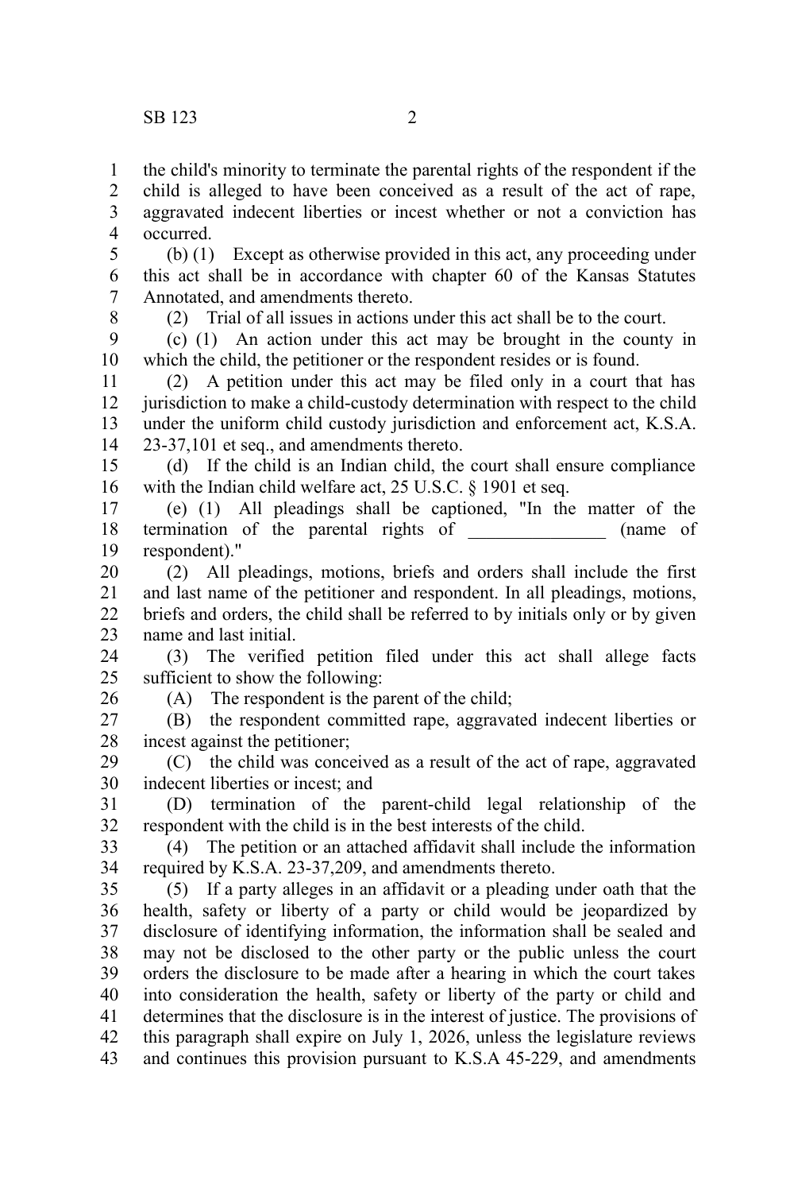the child's minority to terminate the parental rights of the respondent if the child is alleged to have been conceived as a result of the act of rape, aggravated indecent liberties or incest whether or not a conviction has occurred.

(b) (1) Except as otherwise provided in this act, any proceeding under this act shall be in accordance with chapter 60 of the Kansas Statutes Annotated, and amendments thereto.

(2) Trial of all issues in actions under this act shall be to the court.

(c) (1) An action under this act may be brought in the county in which the child, the petitioner or the respondent resides or is found.

(2) A petition under this act may be filed only in a court that has jurisdiction to make a child-custody determination with respect to the child under the uniform child custody jurisdiction and enforcement act, K.S.A. 23-37,101 et seq., and amendments thereto.

(d) If the child is an Indian child, the court shall ensure compliance with the Indian child welfare act, 25 U.S.C. § 1901 et seq.

(e) (1) All pleadings shall be captioned, "In the matter of the termination of the parental rights of _______________ (name of respondent)."

(2) All pleadings, motions, briefs and orders shall include the first and last name of the petitioner and respondent. In all pleadings, motions, briefs and orders, the child shall be referred to by initials only or by given name and last initial.

(3) The verified petition filed under this act shall allege facts sufficient to show the following:

(A) The respondent is the parent of the child;

(B) the respondent committed rape, aggravated indecent liberties or incest against the petitioner;

(C) the child was conceived as a result of the act of rape, aggravated indecent liberties or incest; and

(D) termination of the parent-child legal relationship of the respondent with the child is in the best interests of the child.

(4) The petition or an attached affidavit shall include the information required by K.S.A. 23-37,209, and amendments thereto.

(5) If a party alleges in an affidavit or a pleading under oath that the health, safety or liberty of a party or child would be jeopardized by disclosure of identifying information, the information shall be sealed and may not be disclosed to the other party or the public unless the court orders the disclosure to be made after a hearing in which the court takes into consideration the health, safety or liberty of the party or child and determines that the disclosure is in the interest of justice. The provisions of this paragraph shall expire on July 1, 2026, unless the legislature reviews and continues this provision pursuant to K.S.A 45-229, and amendments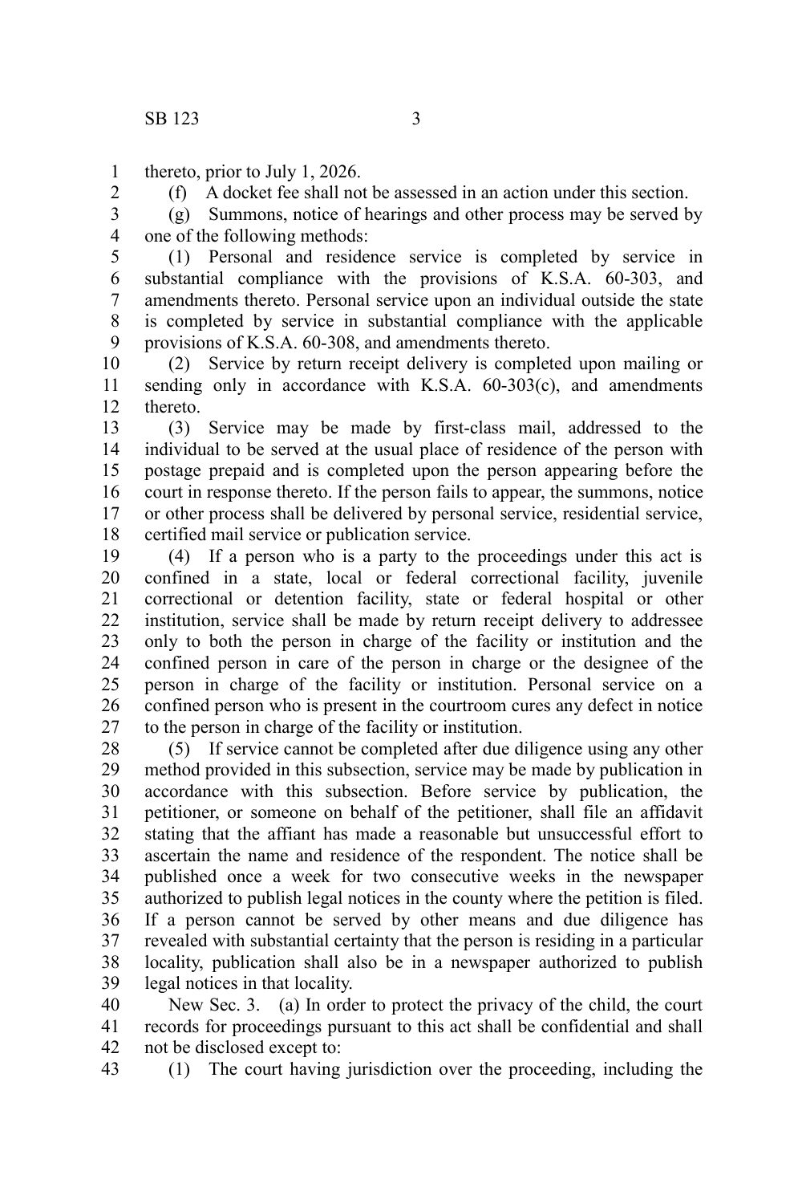thereto, prior to July 1, 2026.

(f) A docket fee shall not be assessed in an action under this section.

(g) Summons, notice of hearings and other process may be served by one of the following methods:

(1) Personal and residence service is completed by service in substantial compliance with the provisions of K.S.A. 60-303, and amendments thereto. Personal service upon an individual outside the state is completed by service in substantial compliance with the applicable provisions of K.S.A. 60-308, and amendments thereto.

(2) Service by return receipt delivery is completed upon mailing or sending only in accordance with K.S.A. 60-303(c), and amendments thereto.

(3) Service may be made by first-class mail, addressed to the individual to be served at the usual place of residence of the person with postage prepaid and is completed upon the person appearing before the court in response thereto. If the person fails to appear, the summons, notice or other process shall be delivered by personal service, residential service, certified mail service or publication service.

(4) If a person who is a party to the proceedings under this act is confined in a state, local or federal correctional facility, juvenile correctional or detention facility, state or federal hospital or other institution, service shall be made by return receipt delivery to addressee only to both the person in charge of the facility or institution and the confined person in care of the person in charge or the designee of the person in charge of the facility or institution. Personal service on a confined person who is present in the courtroom cures any defect in notice to the person in charge of the facility or institution.

(5) If service cannot be completed after due diligence using any other method provided in this subsection, service may be made by publication in accordance with this subsection. Before service by publication, the petitioner, or someone on behalf of the petitioner, shall file an affidavit stating that the affiant has made a reasonable but unsuccessful effort to ascertain the name and residence of the respondent. The notice shall be published once a week for two consecutive weeks in the newspaper authorized to publish legal notices in the county where the petition is filed. If a person cannot be served by other means and due diligence has revealed with substantial certainty that the person is residing in a particular locality, publication shall also be in a newspaper authorized to publish legal notices in that locality.

New Sec. 3. (a) In order to protect the privacy of the child, the court records for proceedings pursuant to this act shall be confidential and shall not be disclosed except to:

(1) The court having jurisdiction over the proceeding, including the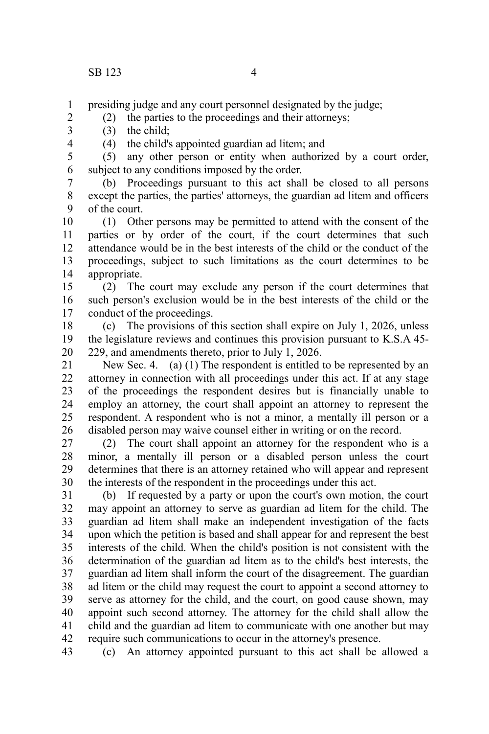presiding judge and any court personnel designated by the judge;

(2) the parties to the proceedings and their attorneys;

(3) the child;

(4) the child's appointed guardian ad litem; and

(5) any other person or entity when authorized by a court order, subject to any conditions imposed by the order.

(b) Proceedings pursuant to this act shall be closed to all persons except the parties, the parties' attorneys, the guardian ad litem and officers of the court.

(1) Other persons may be permitted to attend with the consent of the parties or by order of the court, if the court determines that such attendance would be in the best interests of the child or the conduct of the proceedings, subject to such limitations as the court determines to be appropriate.

(2) The court may exclude any person if the court determines that such person's exclusion would be in the best interests of the child or the conduct of the proceedings.

(c) The provisions of this section shall expire on July 1, 2026, unless the legislature reviews and continues this provision pursuant to K.S.A 45-229, and amendments thereto, prior to July 1, 2026.

New Sec. 4. (a) (1) The respondent is entitled to be represented by an attorney in connection with all proceedings under this act. If at any stage of the proceedings the respondent desires but is financially unable to employ an attorney, the court shall appoint an attorney to represent the respondent. A respondent who is not a minor, a mentally ill person or a disabled person may waive counsel either in writing or on the record.

(2) The court shall appoint an attorney for the respondent who is a minor, a mentally ill person or a disabled person unless the court determines that there is an attorney retained who will appear and represent the interests of the respondent in the proceedings under this act.

(b) If requested by a party or upon the court's own motion, the court may appoint an attorney to serve as guardian ad litem for the child. The guardian ad litem shall make an independent investigation of the facts upon which the petition is based and shall appear for and represent the best interests of the child. When the child's position is not consistent with the determination of the guardian ad litem as to the child's best interests, the guardian ad litem shall inform the court of the disagreement. The guardian ad litem or the child may request the court to appoint a second attorney to serve as attorney for the child, and the court, on good cause shown, may appoint such second attorney. The attorney for the child shall allow the child and the guardian ad litem to communicate with one another but may require such communications to occur in the attorney's presence.

(c) An attorney appointed pursuant to this act shall be allowed a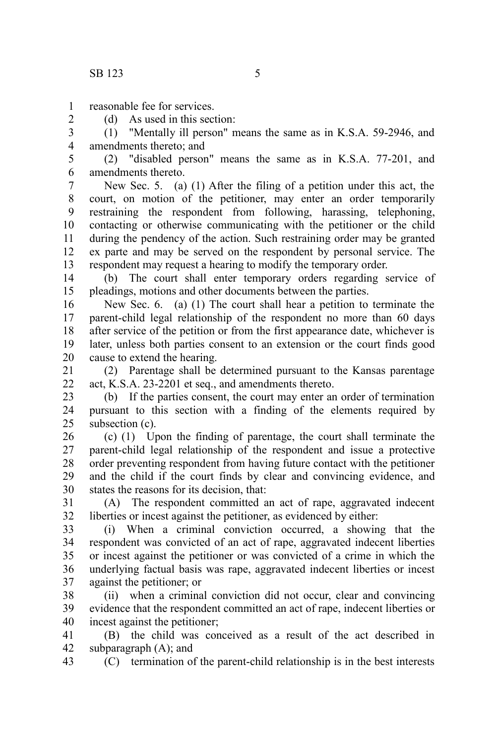reasonable fee for services.

(d) As used in this section:

(1) "Mentally ill person" means the same as in K.S.A. 59-2946, and amendments thereto; and

(2) "disabled person" means the same as in K.S.A. 77-201, and amendments thereto.

New Sec. 5. (a) (1) After the filing of a petition under this act, the court, on motion of the petitioner, may enter an order temporarily restraining the respondent from following, harassing, telephoning, contacting or otherwise communicating with the petitioner or the child during the pendency of the action. Such restraining order may be granted ex parte and may be served on the respondent by personal service. The respondent may request a hearing to modify the temporary order.

(b) The court shall enter temporary orders regarding service of pleadings, motions and other documents between the parties.

New Sec. 6. (a) (1) The court shall hear a petition to terminate the parent-child legal relationship of the respondent no more than 60 days after service of the petition or from the first appearance date, whichever is later, unless both parties consent to an extension or the court finds good cause to extend the hearing.

(2) Parentage shall be determined pursuant to the Kansas parentage act, K.S.A. 23-2201 et seq., and amendments thereto.

(b) If the parties consent, the court may enter an order of termination pursuant to this section with a finding of the elements required by subsection (c).

(c) (1) Upon the finding of parentage, the court shall terminate the parent-child legal relationship of the respondent and issue a protective order preventing respondent from having future contact with the petitioner and the child if the court finds by clear and convincing evidence, and states the reasons for its decision, that:

(A) The respondent committed an act of rape, aggravated indecent liberties or incest against the petitioner, as evidenced by either:

(i) When a criminal conviction occurred, a showing that the respondent was convicted of an act of rape, aggravated indecent liberties or incest against the petitioner or was convicted of a crime in which the underlying factual basis was rape, aggravated indecent liberties or incest against the petitioner; or

(ii) when a criminal conviction did not occur, clear and convincing evidence that the respondent committed an act of rape, indecent liberties or incest against the petitioner;

(B) the child was conceived as a result of the act described in subparagraph (A); and

(C) termination of the parent-child relationship is in the best interests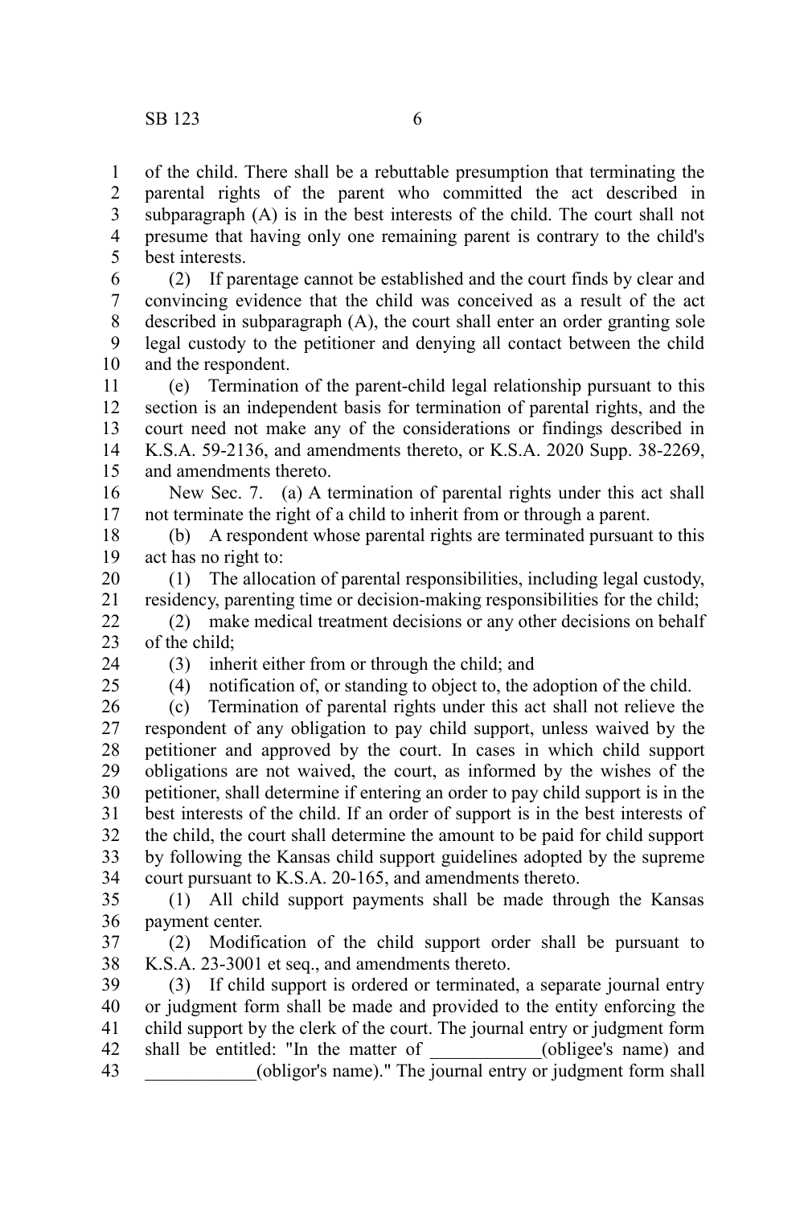of the child. There shall be a rebuttable presumption that terminating the parental rights of the parent who committed the act described in subparagraph (A) is in the best interests of the child. The court shall not presume that having only one remaining parent is contrary to the child's best interests.

(2) If parentage cannot be established and the court finds by clear and convincing evidence that the child was conceived as a result of the act described in subparagraph (A), the court shall enter an order granting sole legal custody to the petitioner and denying all contact between the child and the respondent.

(e) Termination of the parent-child legal relationship pursuant to this section is an independent basis for termination of parental rights, and the court need not make any of the considerations or findings described in K.S.A. 59-2136, and amendments thereto, or K.S.A. 2020 Supp. 38-2269, and amendments thereto.

New Sec. 7. (a) A termination of parental rights under this act shall not terminate the right of a child to inherit from or through a parent.

(b) A respondent whose parental rights are terminated pursuant to this act has no right to:

(1) The allocation of parental responsibilities, including legal custody, residency, parenting time or decision-making responsibilities for the child;

(2) make medical treatment decisions or any other decisions on behalf of the child;

(3) inherit either from or through the child; and

(4) notification of, or standing to object to, the adoption of the child.

(c) Termination of parental rights under this act shall not relieve the respondent of any obligation to pay child support, unless waived by the petitioner and approved by the court. In cases in which child support obligations are not waived, the court, as informed by the wishes of the petitioner, shall determine if entering an order to pay child support is in the best interests of the child. If an order of support is in the best interests of the child, the court shall determine the amount to be paid for child support by following the Kansas child support guidelines adopted by the supreme court pursuant to K.S.A. 20-165, and amendments thereto.

(1) All child support payments shall be made through the Kansas payment center.

(2) Modification of the child support order shall be pursuant to K.S.A. 23-3001 et seq., and amendments thereto.

(3) If child support is ordered or terminated, a separate journal entry or judgment form shall be made and provided to the entity enforcing the child support by the clerk of the court. The journal entry or judgment form shall be entitled: "In the matter of ____________(obligee's name) and ____________(obligor's name)." The journal entry or judgment form shall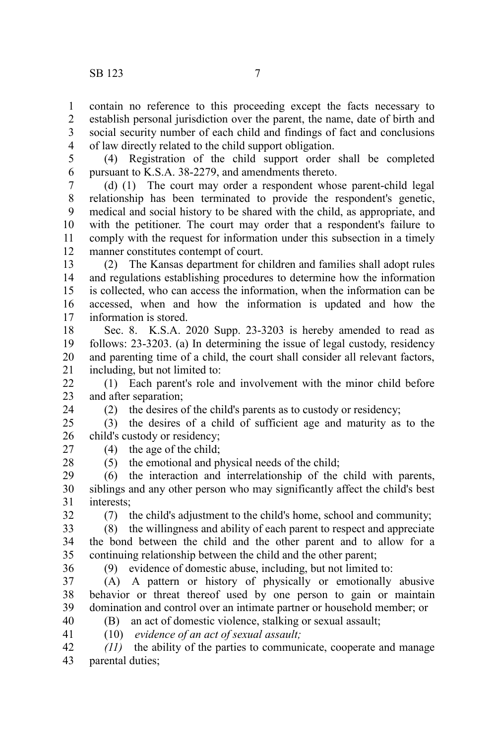contain no reference to this proceeding except the facts necessary to establish personal jurisdiction over the parent, the name, date of birth and social security number of each child and findings of fact and conclusions of law directly related to the child support obligation.

(4) Registration of the child support order shall be completed pursuant to K.S.A. 38-2279, and amendments thereto.

(d) (1) The court may order a respondent whose parent-child legal relationship has been terminated to provide the respondent's genetic, medical and social history to be shared with the child, as appropriate, and with the petitioner. The court may order that a respondent's failure to comply with the request for information under this subsection in a timely manner constitutes contempt of court.

(2) The Kansas department for children and families shall adopt rules and regulations establishing procedures to determine how the information is collected, who can access the information, when the information can be accessed, when and how the information is updated and how the information is stored.

Sec. 8. K.S.A. 2020 Supp. 23-3203 is hereby amended to read as follows: 23-3203. (a) In determining the issue of legal custody, residency and parenting time of a child, the court shall consider all relevant factors, including, but not limited to:

(1) Each parent's role and involvement with the minor child before and after separation;

(2) the desires of the child's parents as to custody or residency;

(3) the desires of a child of sufficient age and maturity as to the child's custody or residency;

(4) the age of the child;

(5) the emotional and physical needs of the child;

(6) the interaction and interrelationship of the child with parents, siblings and any other person who may significantly affect the child's best interests;

(7) the child's adjustment to the child's home, school and community;

(8) the willingness and ability of each parent to respect and appreciate the bond between the child and the other parent and to allow for a continuing relationship between the child and the other parent;

(9) evidence of domestic abuse, including, but not limited to:

(A) A pattern or history of physically or emotionally abusive behavior or threat thereof used by one person to gain or maintain domination and control over an intimate partner or household member; or

(B) an act of domestic violence, stalking or sexual assault;

(10) *evidence of an act of sexual assault;*

*(11)* the ability of the parties to communicate, cooperate and manage parental duties;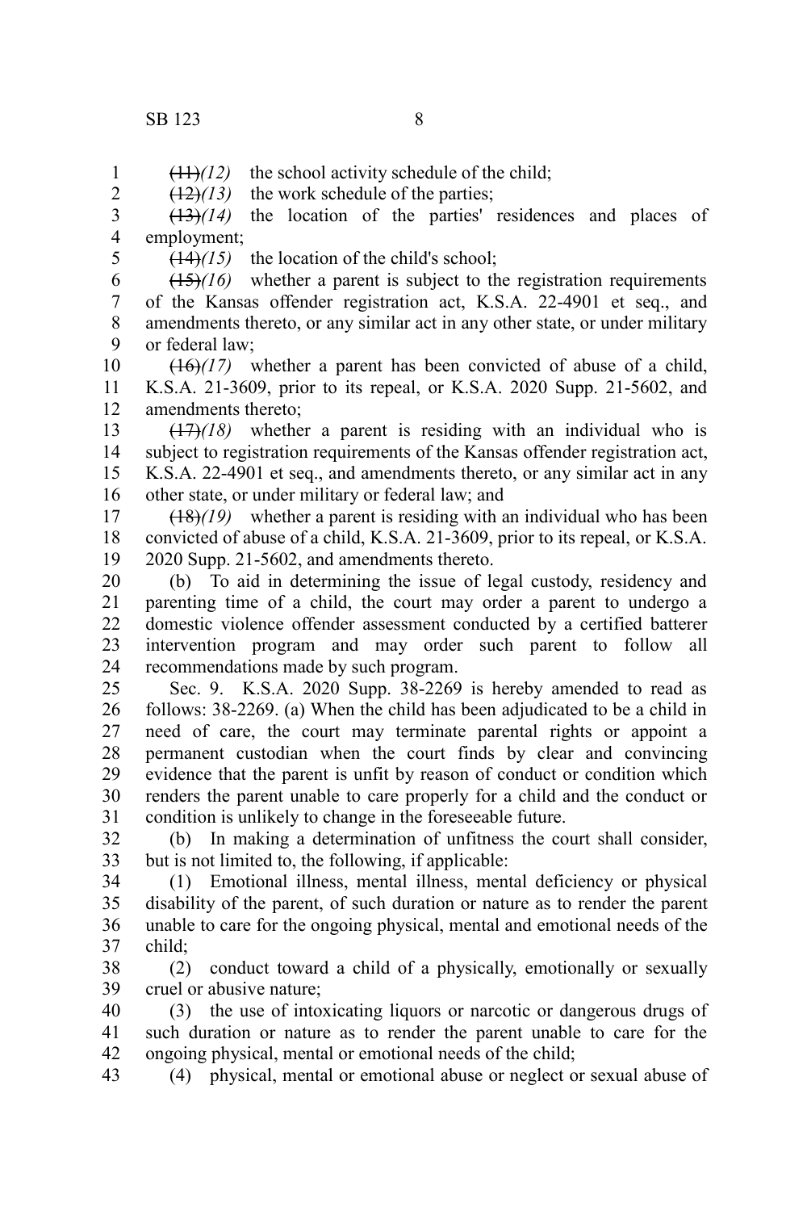~~(11)~~*(12)* the school activity schedule of the child;

~~(12)~~*(13)* the work schedule of the parties;

~~(13)~~*(14)* the location of the parties' residences and places of employment;

~~(14)~~*(15)* the location of the child's school;

~~(15)~~*(16)* whether a parent is subject to the registration requirements of the Kansas offender registration act, K.S.A. 22-4901 et seq., and amendments thereto, or any similar act in any other state, or under military or federal law;

~~(16)~~*(17)* whether a parent has been convicted of abuse of a child, K.S.A. 21-3609, prior to its repeal, or K.S.A. 2020 Supp. 21-5602, and amendments thereto;

~~(17)~~*(18)* whether a parent is residing with an individual who is subject to registration requirements of the Kansas offender registration act, K.S.A. 22-4901 et seq., and amendments thereto, or any similar act in any other state, or under military or federal law; and

~~(18)~~*(19)* whether a parent is residing with an individual who has been convicted of abuse of a child, K.S.A. 21-3609, prior to its repeal, or K.S.A. 2020 Supp. 21-5602, and amendments thereto.

(b) To aid in determining the issue of legal custody, residency and parenting time of a child, the court may order a parent to undergo a domestic violence offender assessment conducted by a certified batterer intervention program and may order such parent to follow all recommendations made by such program.

Sec. 9. K.S.A. 2020 Supp. 38-2269 is hereby amended to read as follows: 38-2269. (a) When the child has been adjudicated to be a child in need of care, the court may terminate parental rights or appoint a permanent custodian when the court finds by clear and convincing evidence that the parent is unfit by reason of conduct or condition which renders the parent unable to care properly for a child and the conduct or condition is unlikely to change in the foreseeable future.

(b) In making a determination of unfitness the court shall consider, but is not limited to, the following, if applicable:

(1) Emotional illness, mental illness, mental deficiency or physical disability of the parent, of such duration or nature as to render the parent unable to care for the ongoing physical, mental and emotional needs of the child;

(2) conduct toward a child of a physically, emotionally or sexually cruel or abusive nature;

(3) the use of intoxicating liquors or narcotic or dangerous drugs of such duration or nature as to render the parent unable to care for the ongoing physical, mental or emotional needs of the child;

(4) physical, mental or emotional abuse or neglect or sexual abuse of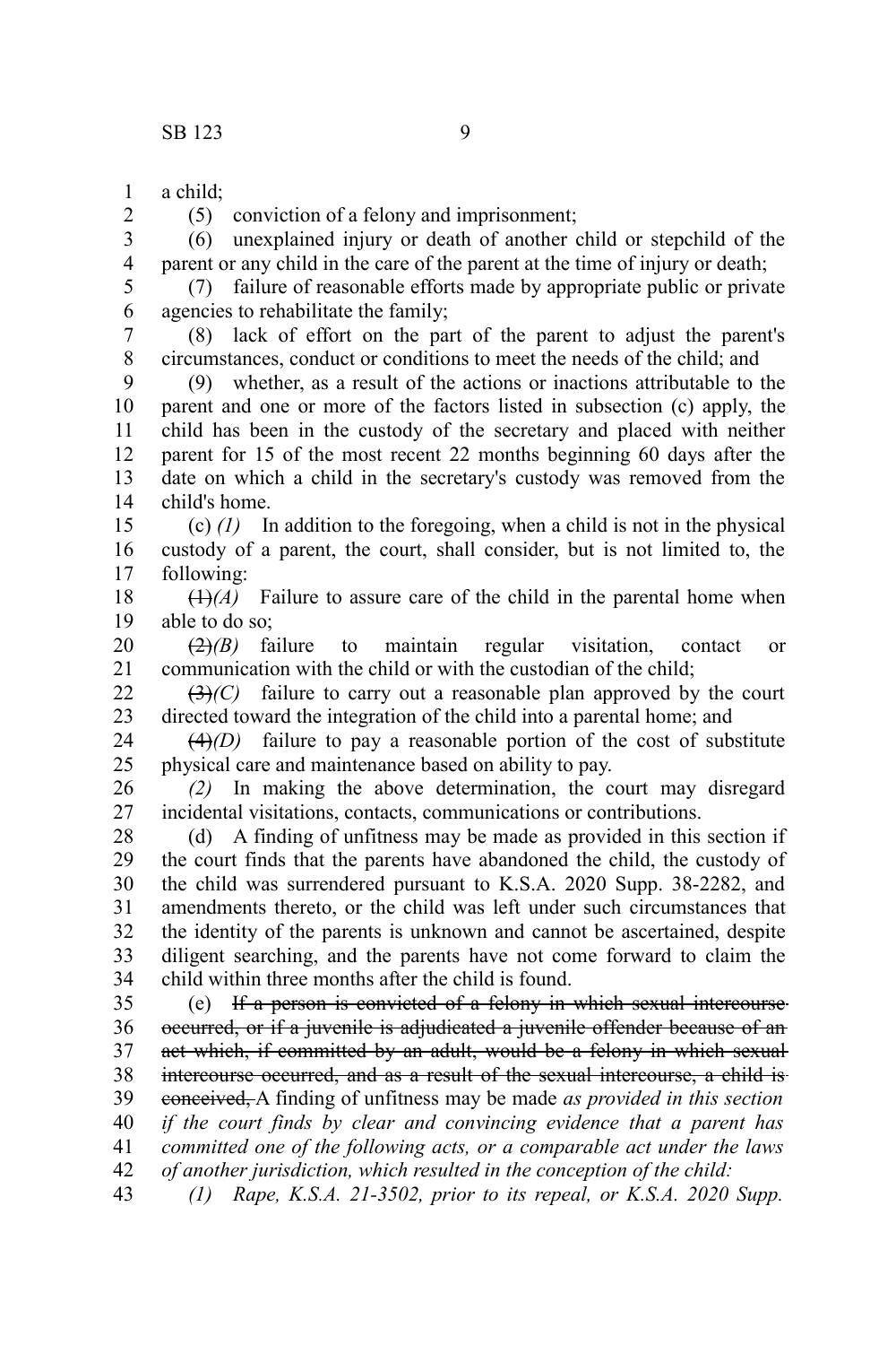a child;

(5) conviction of a felony and imprisonment;

(6) unexplained injury or death of another child or stepchild of the parent or any child in the care of the parent at the time of injury or death;

(7) failure of reasonable efforts made by appropriate public or private agencies to rehabilitate the family;

(8) lack of effort on the part of the parent to adjust the parent's circumstances, conduct or conditions to meet the needs of the child; and

(9) whether, as a result of the actions or inactions attributable to the parent and one or more of the factors listed in subsection (c) apply, the child has been in the custody of the secretary and placed with neither parent for 15 of the most recent 22 months beginning 60 days after the date on which a child in the secretary's custody was removed from the child's home.

(c) *(1)* In addition to the foregoing, when a child is not in the physical custody of a parent, the court, shall consider, but is not limited to, the following:

~~(1)~~*(A)* Failure to assure care of the child in the parental home when able to do so;

~~(2)~~*(B)* failure to maintain regular visitation, contact or communication with the child or with the custodian of the child;

~~(3)~~*(C)* failure to carry out a reasonable plan approved by the court directed toward the integration of the child into a parental home; and

~~(4)~~*(D)* failure to pay a reasonable portion of the cost of substitute physical care and maintenance based on ability to pay.

*(2)* In making the above determination, the court may disregard incidental visitations, contacts, communications or contributions.

(d) A finding of unfitness may be made as provided in this section if the court finds that the parents have abandoned the child, the custody of the child was surrendered pursuant to K.S.A. 2020 Supp. 38-2282, and amendments thereto, or the child was left under such circumstances that the identity of the parents is unknown and cannot be ascertained, despite diligent searching, and the parents have not come forward to claim the child within three months after the child is found.

(e) ~~If a person is convicted of a felony in which sexual intercourse occurred, or if a juvenile is adjudicated a juvenile offender because of an act which, if committed by an adult, would be a felony in which sexual intercourse occurred, and as a result of the sexual intercourse, a child is conceived,~~ A finding of unfitness may be made *as provided in this section if the court finds by clear and convincing evidence that a parent has committed one of the following acts, or a comparable act under the laws of another jurisdiction, which resulted in the conception of the child:*

*(1) Rape, K.S.A. 21-3502, prior to its repeal, or K.S.A. 2020 Supp.*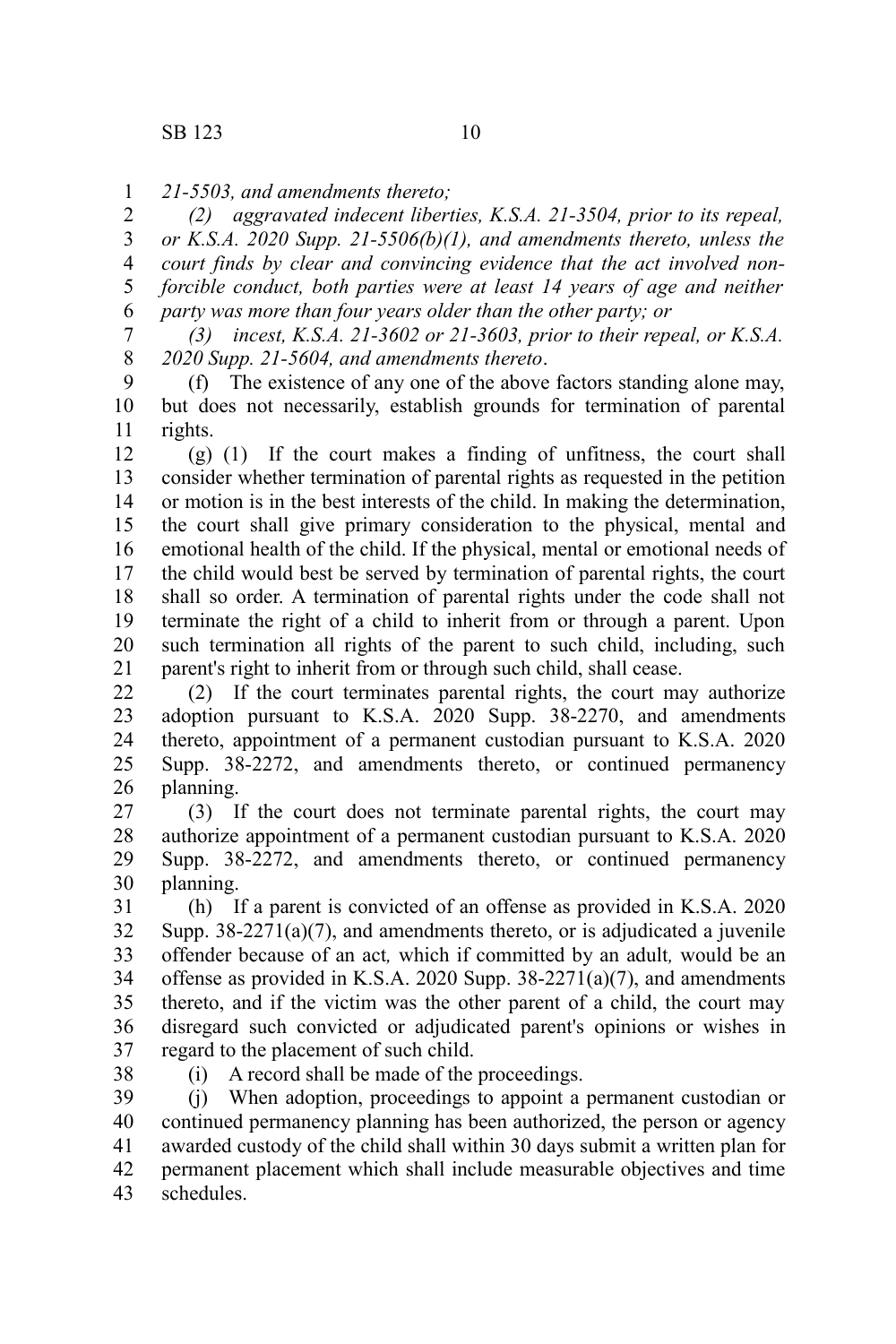*21-5503, and amendments thereto;*

*(2) aggravated indecent liberties, K.S.A. 21-3504, prior to its repeal, or K.S.A. 2020 Supp. 21-5506(b)(1), and amendments thereto, unless the court finds by clear and convincing evidence that the act involved non-forcible conduct, both parties were at least 14 years of age and neither party was more than four years older than the other party; or*

*(3) incest, K.S.A. 21-3602 or 21-3603, prior to their repeal, or K.S.A. 2020 Supp. 21-5604, and amendments thereto*.

(f) The existence of any one of the above factors standing alone may, but does not necessarily, establish grounds for termination of parental rights.

(g) (1) If the court makes a finding of unfitness, the court shall consider whether termination of parental rights as requested in the petition or motion is in the best interests of the child. In making the determination, the court shall give primary consideration to the physical, mental and emotional health of the child. If the physical, mental or emotional needs of the child would best be served by termination of parental rights, the court shall so order. A termination of parental rights under the code shall not terminate the right of a child to inherit from or through a parent. Upon such termination all rights of the parent to such child, including, such parent's right to inherit from or through such child, shall cease.

(2) If the court terminates parental rights, the court may authorize adoption pursuant to K.S.A. 2020 Supp. 38-2270, and amendments thereto, appointment of a permanent custodian pursuant to K.S.A. 2020 Supp. 38-2272, and amendments thereto, or continued permanency planning.

(3) If the court does not terminate parental rights, the court may authorize appointment of a permanent custodian pursuant to K.S.A. 2020 Supp. 38-2272, and amendments thereto, or continued permanency planning.

(h) If a parent is convicted of an offense as provided in K.S.A. 2020 Supp. 38-2271(a)(7), and amendments thereto, or is adjudicated a juvenile offender because of an act*,* which if committed by an adult*,* would be an offense as provided in K.S.A. 2020 Supp. 38-2271(a)(7), and amendments thereto, and if the victim was the other parent of a child, the court may disregard such convicted or adjudicated parent's opinions or wishes in regard to the placement of such child.

(i) A record shall be made of the proceedings.

(j) When adoption, proceedings to appoint a permanent custodian or continued permanency planning has been authorized, the person or agency awarded custody of the child shall within 30 days submit a written plan for permanent placement which shall include measurable objectives and time schedules.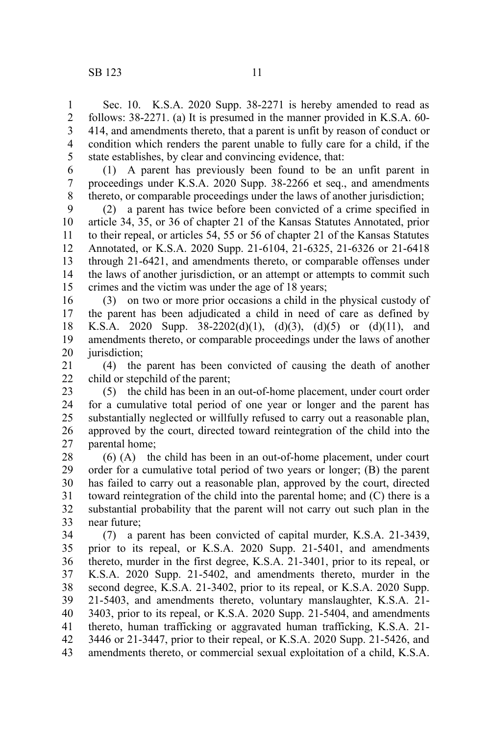Sec. 10. K.S.A. 2020 Supp. 38-2271 is hereby amended to read as follows: 38-2271. (a) It is presumed in the manner provided in K.S.A. 60-414, and amendments thereto, that a parent is unfit by reason of conduct or condition which renders the parent unable to fully care for a child, if the state establishes, by clear and convincing evidence, that:

(1) A parent has previously been found to be an unfit parent in proceedings under K.S.A. 2020 Supp. 38-2266 et seq., and amendments thereto, or comparable proceedings under the laws of another jurisdiction;

(2) a parent has twice before been convicted of a crime specified in article 34, 35, or 36 of chapter 21 of the Kansas Statutes Annotated, prior to their repeal, or articles 54, 55 or 56 of chapter 21 of the Kansas Statutes Annotated, or K.S.A. 2020 Supp. 21-6104, 21-6325, 21-6326 or 21-6418 through 21-6421, and amendments thereto, or comparable offenses under the laws of another jurisdiction, or an attempt or attempts to commit such crimes and the victim was under the age of 18 years;

(3) on two or more prior occasions a child in the physical custody of the parent has been adjudicated a child in need of care as defined by K.S.A. 2020 Supp. 38-2202(d)(1), (d)(3), (d)(5) or (d)(11), and amendments thereto, or comparable proceedings under the laws of another jurisdiction;

(4) the parent has been convicted of causing the death of another child or stepchild of the parent;

(5) the child has been in an out-of-home placement, under court order for a cumulative total period of one year or longer and the parent has substantially neglected or willfully refused to carry out a reasonable plan, approved by the court, directed toward reintegration of the child into the parental home;

(6) (A) the child has been in an out-of-home placement, under court order for a cumulative total period of two years or longer; (B) the parent has failed to carry out a reasonable plan, approved by the court, directed toward reintegration of the child into the parental home; and (C) there is a substantial probability that the parent will not carry out such plan in the near future;

(7) a parent has been convicted of capital murder, K.S.A. 21-3439, prior to its repeal, or K.S.A. 2020 Supp. 21-5401, and amendments thereto, murder in the first degree, K.S.A. 21-3401, prior to its repeal, or K.S.A. 2020 Supp. 21-5402, and amendments thereto, murder in the second degree, K.S.A. 21-3402, prior to its repeal, or K.S.A. 2020 Supp. 21-5403, and amendments thereto, voluntary manslaughter, K.S.A. 21-3403, prior to its repeal, or K.S.A. 2020 Supp. 21-5404, and amendments thereto, human trafficking or aggravated human trafficking, K.S.A. 21-3446 or 21-3447, prior to their repeal, or K.S.A. 2020 Supp. 21-5426, and amendments thereto, or commercial sexual exploitation of a child, K.S.A.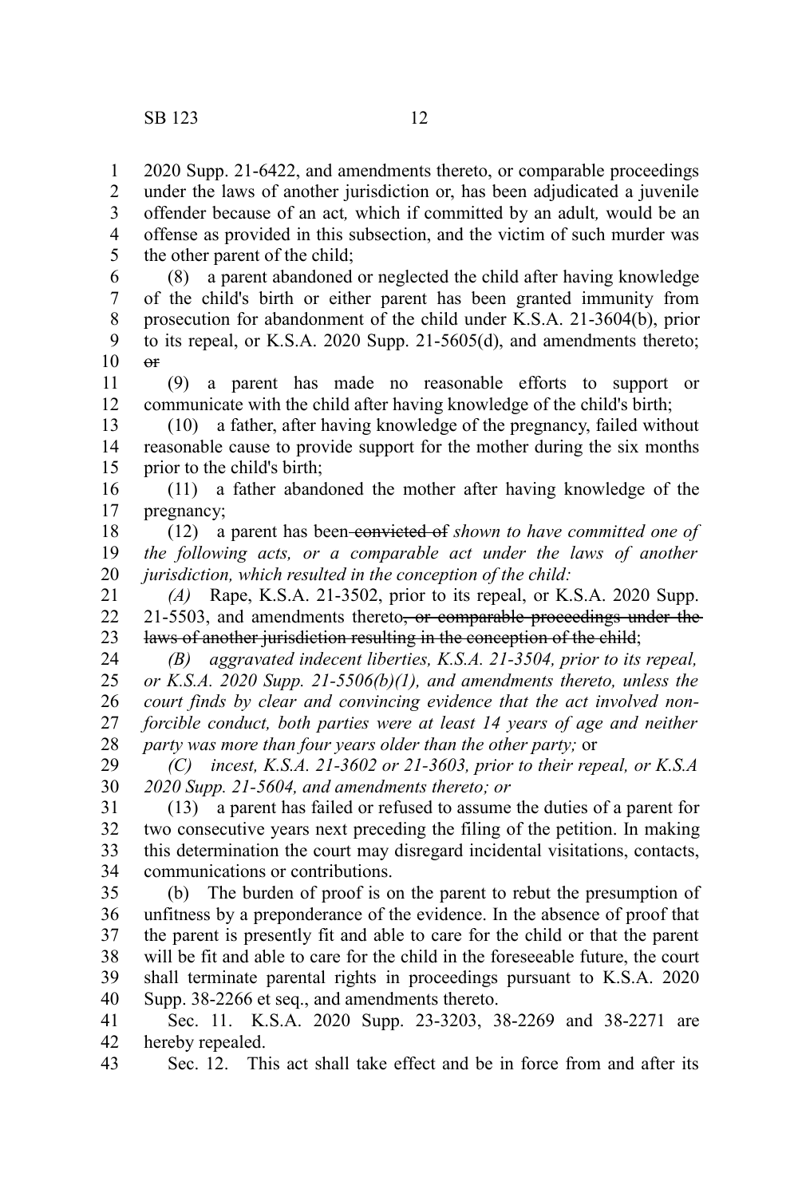2020 Supp. 21-6422, and amendments thereto, or comparable proceedings under the laws of another jurisdiction or, has been adjudicated a juvenile offender because of an act*,* which if committed by an adult*,* would be an offense as provided in this subsection, and the victim of such murder was the other parent of the child;

(8) a parent abandoned or neglected the child after having knowledge of the child's birth or either parent has been granted immunity from prosecution for abandonment of the child under K.S.A. 21-3604(b), prior to its repeal, or K.S.A. 2020 Supp. 21-5605(d), and amendments thereto; ~~or~~

(9) a parent has made no reasonable efforts to support or communicate with the child after having knowledge of the child's birth;

(10) a father, after having knowledge of the pregnancy, failed without reasonable cause to provide support for the mother during the six months prior to the child's birth;

(11) a father abandoned the mother after having knowledge of the pregnancy;

(12) a parent has been ~~convicted of~~ *shown to have committed one of the following acts, or a comparable act under the laws of another jurisdiction, which resulted in the conception of the child:*

*(A)* Rape, K.S.A. 21-3502, prior to its repeal, or K.S.A. 2020 Supp. 21-5503, and amendments thereto~~, or comparable proceedings under the laws of another jurisdiction resulting in the conception of the child~~;

*(B) aggravated indecent liberties, K.S.A. 21-3504, prior to its repeal, or K.S.A. 2020 Supp. 21-5506(b)(1), and amendments thereto, unless the court finds by clear and convincing evidence that the act involved non-forcible conduct, both parties were at least 14 years of age and neither party was more than four years older than the other party;* or

*(C) incest, K.S.A. 21-3602 or 21-3603, prior to their repeal, or K.S.A 2020 Supp. 21-5604, and amendments thereto; or*

(13) a parent has failed or refused to assume the duties of a parent for two consecutive years next preceding the filing of the petition. In making this determination the court may disregard incidental visitations, contacts, communications or contributions.

(b) The burden of proof is on the parent to rebut the presumption of unfitness by a preponderance of the evidence. In the absence of proof that the parent is presently fit and able to care for the child or that the parent will be fit and able to care for the child in the foreseeable future, the court shall terminate parental rights in proceedings pursuant to K.S.A. 2020 Supp. 38-2266 et seq., and amendments thereto.

Sec. 11. K.S.A. 2020 Supp. 23-3203, 38-2269 and 38-2271 are hereby repealed.

Sec. 12. This act shall take effect and be in force from and after its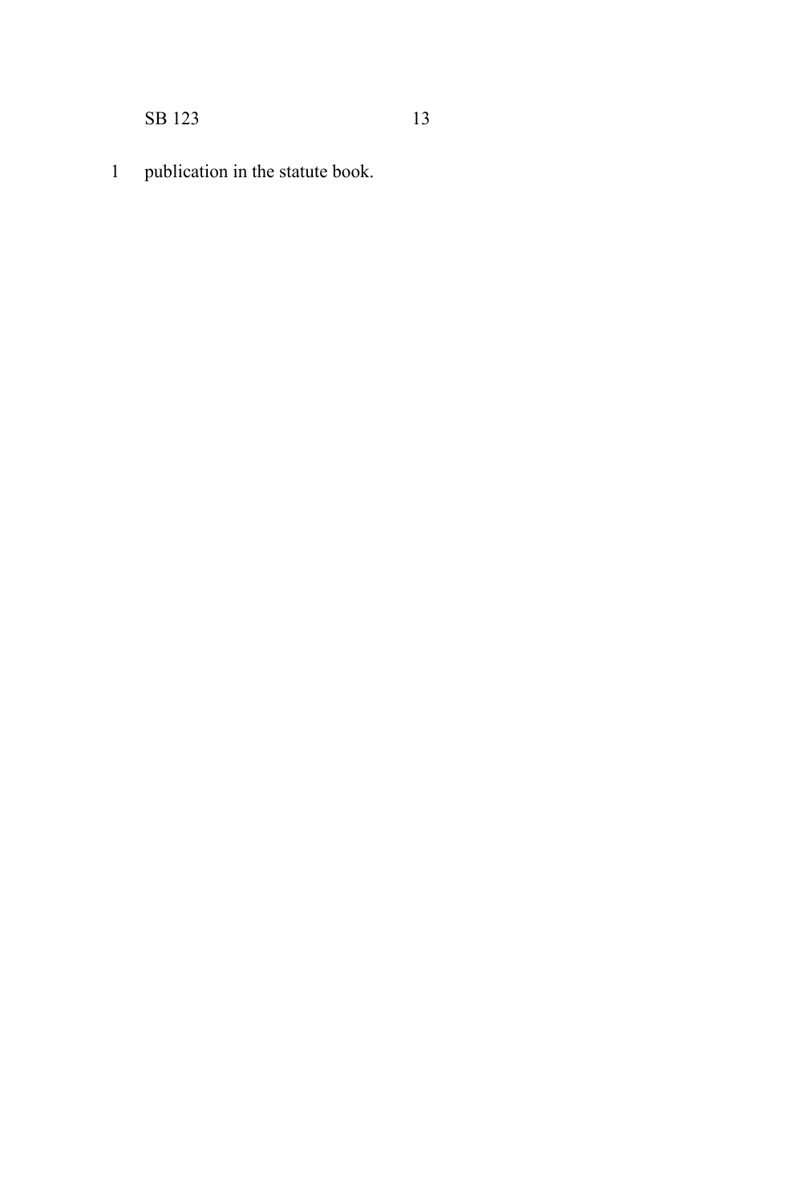publication in the statute book.